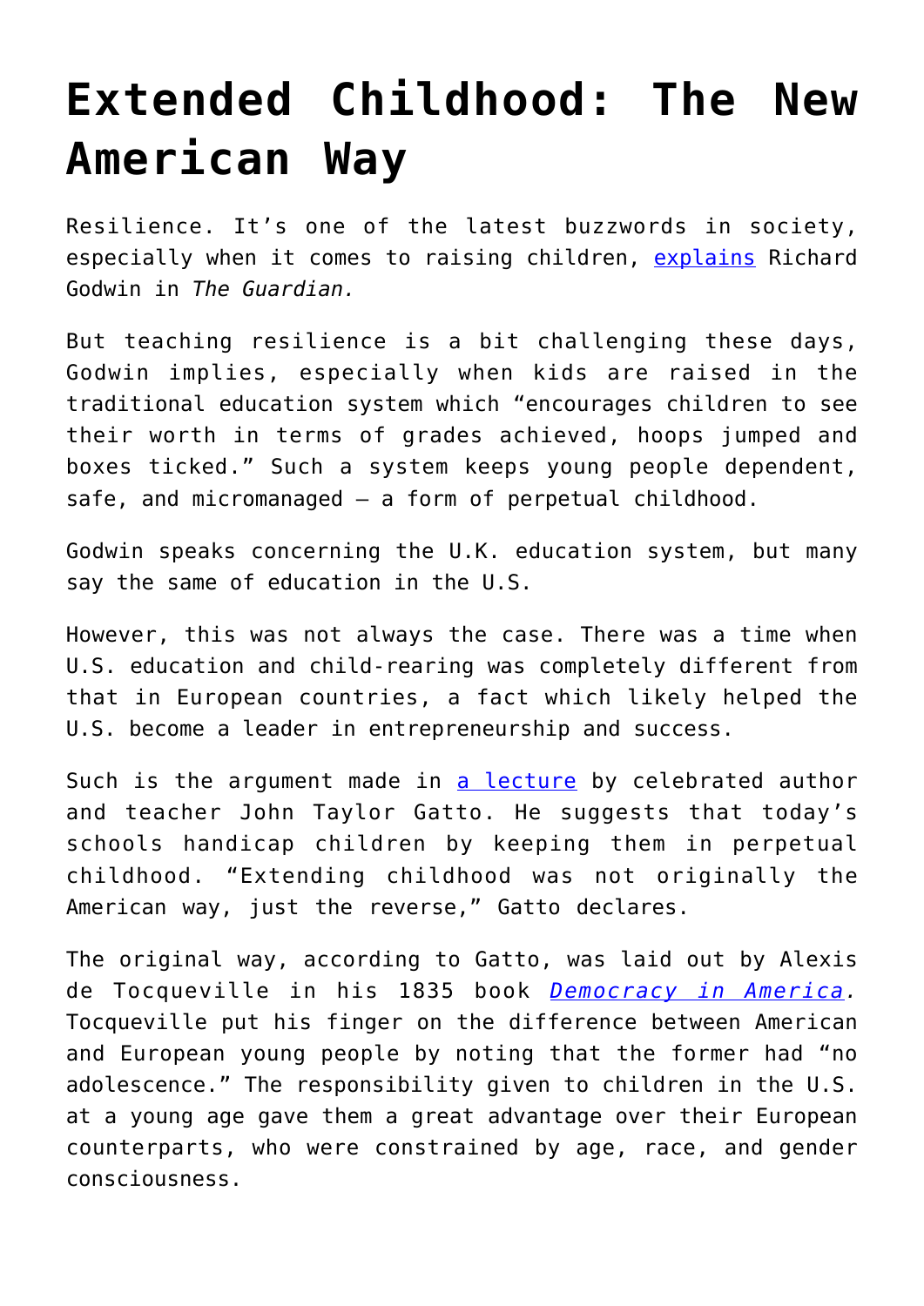# Extended Childhood: The New American Way

Resilience. It's one of the latest buzzwords in society, especially when it comes to raising children, explains Richard Godwin in *The Guardian.*

But teaching resilience is a bit challenging these days, Godwin implies, especially when kids are raised in the traditional education system which "encourages children to see their worth in terms of grades achieved, hoops jumped and boxes ticked." Such a system keeps young people dependent, safe, and micromanaged – a form of perpetual childhood.

Godwin speaks concerning the U.K. education system, but many say the same of education in the U.S.

However, this was not always the case. There was a time when U.S. education and child-rearing was completely different from that in European countries, a fact which likely helped the U.S. become a leader in entrepreneurship and success.

Such is the argument made in a lecture by celebrated author and teacher John Taylor Gatto. He suggests that today's schools handicap children by keeping them in perpetual childhood. "Extending childhood was not originally the American way, just the reverse," Gatto declares.

The original way, according to Gatto, was laid out by Alexis de Tocqueville in his 1835 book *Democracy in America.* Tocqueville put his finger on the difference between American and European young people by noting that the former had "no adolescence." The responsibility given to children in the U.S. at a young age gave them a great advantage over their European counterparts, who were constrained by age, race, and gender consciousness.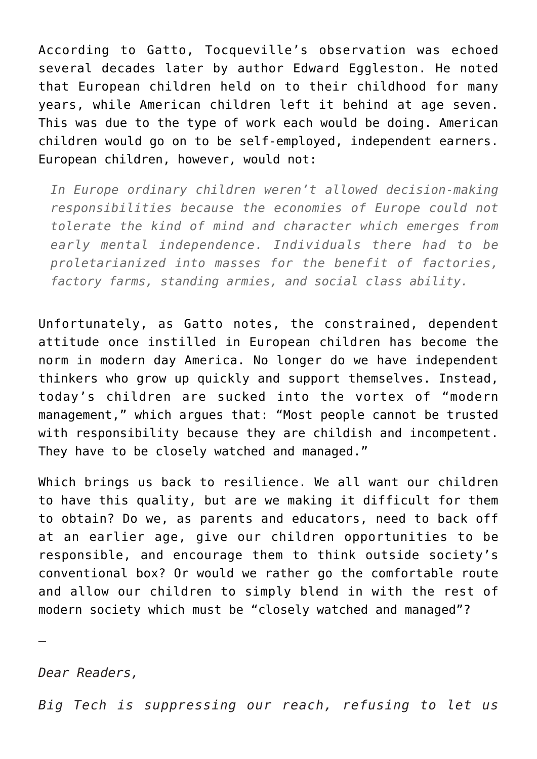According to Gatto, Tocqueville's observation was echoed several decades later by author Edward Eggleston. He noted that European children held on to their childhood for many years, while American children left it behind at age seven. This was due to the type of work each would be doing. American children would go on to be self-employed, independent earners. European children, however, would not:

> *In Europe ordinary children weren't allowed decision-making responsibilities because the economies of Europe could not tolerate the kind of mind and character which emerges from early mental independence. Individuals there had to be proletarianized into masses for the benefit of factories, factory farms, standing armies, and social class ability.*

Unfortunately, as Gatto notes, the constrained, dependent attitude once instilled in European children has become the norm in modern day America. No longer do we have independent thinkers who grow up quickly and support themselves. Instead, today's children are sucked into the vortex of "modern management," which argues that: "Most people cannot be trusted with responsibility because they are childish and incompetent. They have to be closely watched and managed."

Which brings us back to resilience. We all want our children to have this quality, but are we making it difficult for them to obtain? Do we, as parents and educators, need to back off at an earlier age, give our children opportunities to be responsible, and encourage them to think outside society's conventional box? Or would we rather go the comfortable route and allow our children to simply blend in with the rest of modern society which must be "closely watched and managed"?

—

*Dear Readers,*

*Big Tech is suppressing our reach, refusing to let us*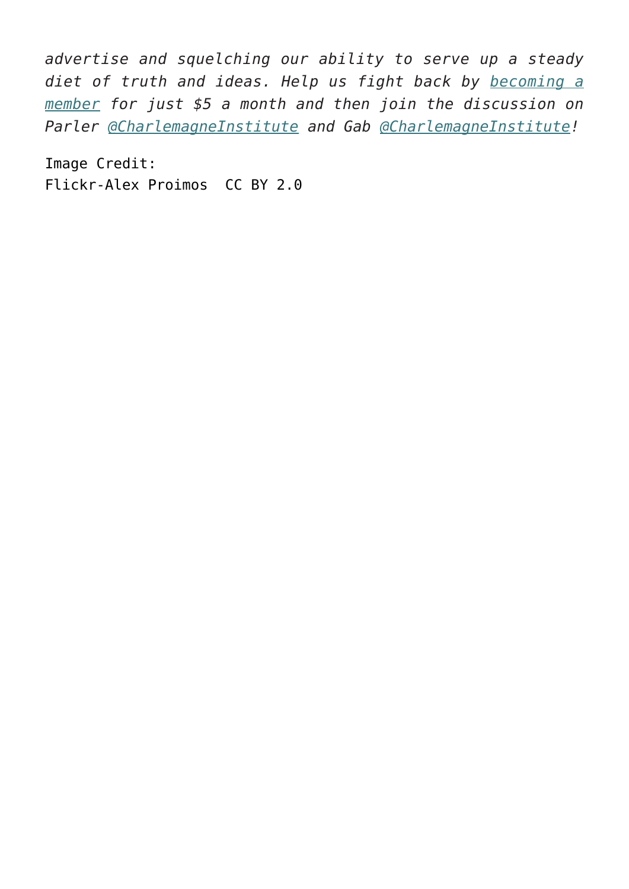*advertise and squelching our ability to serve up a steady diet of truth and ideas. Help us fight back by [becoming a member](#) for just $5 a month and then join the discussion on Parler [@CharlemagneInstitute](#) and Gab [@CharlemagneInstitute](#)!*

Image Credit:
Flickr-Alex Proimos CC BY 2.0